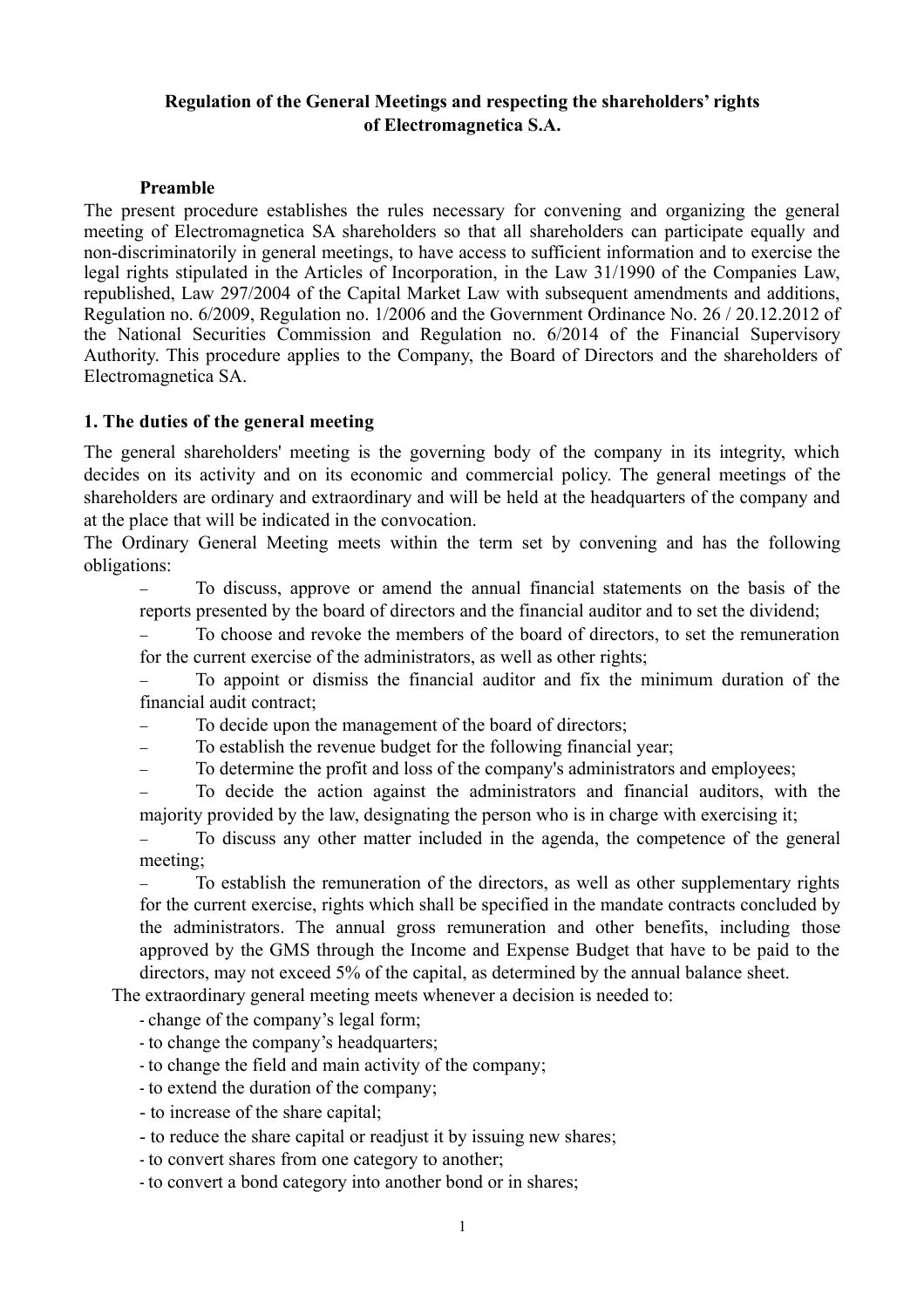# Regulation of the General Meetings and respecting the shareholders' rights of Electromagnetica S.A.

## Preamble

The present procedure establishes the rules necessary for convening and organizing the general meeting of Electromagnetica SA shareholders so that all shareholders can participate equally and non-discriminatorily in general meetings, to have access to sufficient information and to exercise the legal rights stipulated in the Articles of Incorporation, in the Law 31/1990 of the Companies Law, republished, Law 297/2004 of the Capital Market Law with subsequent amendments and additions, Regulation no. 6/2009, Regulation no. 1/2006 and the Government Ordinance No. 26 / 20.12.2012 of the National Securities Commission and Regulation no. 6/2014 of the Financial Supervisory Authority. This procedure applies to the Company, the Board of Directors and the shareholders of Electromagnetica SA.

## 1. The duties of the general meeting

The general shareholders' meeting is the governing body of the company in its integrity, which decides on its activity and on its economic and commercial policy. The general meetings of the shareholders are ordinary and extraordinary and will be held at the headquarters of the company and at the place that will be indicated in the convocation.

The Ordinary General Meeting meets within the term set by convening and has the following obligations:

- To discuss, approve or amend the annual financial statements on the basis of the reports presented by the board of directors and the financial auditor and to set the dividend;
- To choose and revoke the members of the board of directors, to set the remuneration for the current exercise of the administrators, as well as other rights;
- To appoint or dismiss the financial auditor and fix the minimum duration of the financial audit contract;
- To decide upon the management of the board of directors;
- To establish the revenue budget for the following financial year;
- To determine the profit and loss of the company's administrators and employees;
- To decide the action against the administrators and financial auditors, with the majority provided by the law, designating the person who is in charge with exercising it;
- To discuss any other matter included in the agenda, the competence of the general meeting;
- To establish the remuneration of the directors, as well as other supplementary rights for the current exercise, rights which shall be specified in the mandate contracts concluded by the administrators. The annual gross remuneration and other benefits, including those approved by the GMS through the Income and Expense Budget that have to be paid to the directors, may not exceed 5% of the capital, as determined by the annual balance sheet.

The extraordinary general meeting meets whenever a decision is needed to:

- change of the company's legal form;
- to change the company's headquarters;
- to change the field and main activity of the company;
- to extend the duration of the company;
- to increase of the share capital;
- to reduce the share capital or readjust it by issuing new shares;
- to convert shares from one category to another;
- to convert a bond category into another bond or in shares;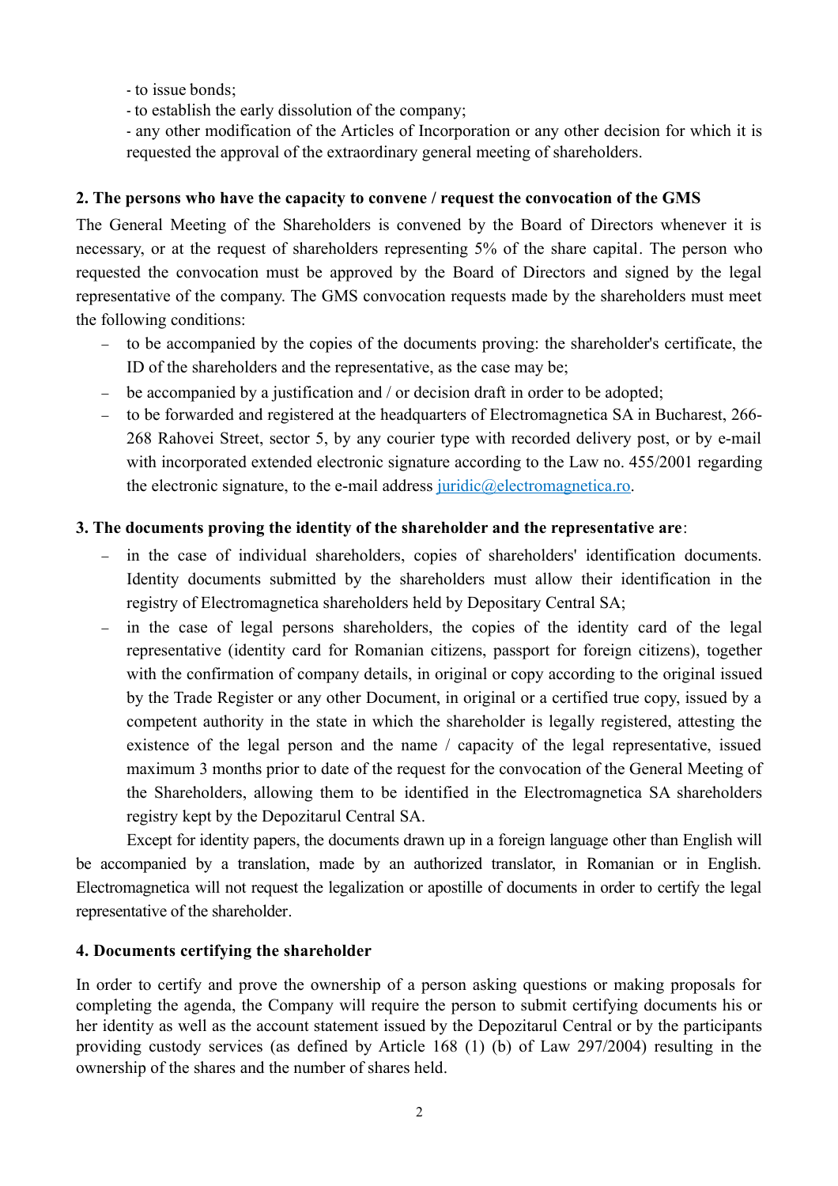- to issue bonds;
- to establish the early dissolution of the company;
- any other modification of the Articles of Incorporation or any other decision for which it is requested the approval of the extraordinary general meeting of shareholders.

**2. The persons who have the capacity to convene / request the convocation of the GMS**

The General Meeting of the Shareholders is convened by the Board of Directors whenever it is necessary, or at the request of shareholders representing 5% of the share capital. The person who requested the convocation must be approved by the Board of Directors and signed by the legal representative of the company. The GMS convocation requests made by the shareholders must meet the following conditions:

- to be accompanied by the copies of the documents proving: the shareholder's certificate, the ID of the shareholders and the representative, as the case may be;
- be accompanied by a justification and / or decision draft in order to be adopted;
- to be forwarded and registered at the headquarters of Electromagnetica SA in Bucharest, 266-268 Rahovei Street, sector 5, by any courier type with recorded delivery post, or by e-mail with incorporated extended electronic signature according to the Law no. 455/2001 regarding the electronic signature, to the e-mail address juridic@electromagnetica.ro.

**3. The documents proving the identity of the shareholder and the representative are**:

- in the case of individual shareholders, copies of shareholders' identification documents. Identity documents submitted by the shareholders must allow their identification in the registry of Electromagnetica shareholders held by Depositary Central SA;
- in the case of legal persons shareholders, the copies of the identity card of the legal representative (identity card for Romanian citizens, passport for foreign citizens), together with the confirmation of company details, in original or copy according to the original issued by the Trade Register or any other Document, in original or a certified true copy, issued by a competent authority in the state in which the shareholder is legally registered, attesting the existence of the legal person and the name / capacity of the legal representative, issued maximum 3 months prior to date of the request for the convocation of the General Meeting of the Shareholders, allowing them to be identified in the Electromagnetica SA shareholders registry kept by the Depozitarul Central SA.

Except for identity papers, the documents drawn up in a foreign language other than English will be accompanied by a translation, made by an authorized translator, in Romanian or in English. Electromagnetica will not request the legalization or apostille of documents in order to certify the legal representative of the shareholder.

**4. Documents certifying the shareholder**

In order to certify and prove the ownership of a person asking questions or making proposals for completing the agenda, the Company will require the person to submit certifying documents his or her identity as well as the account statement issued by the Depozitarul Central or by the participants providing custody services (as defined by Article 168 (1) (b) of Law 297/2004) resulting in the ownership of the shares and the number of shares held.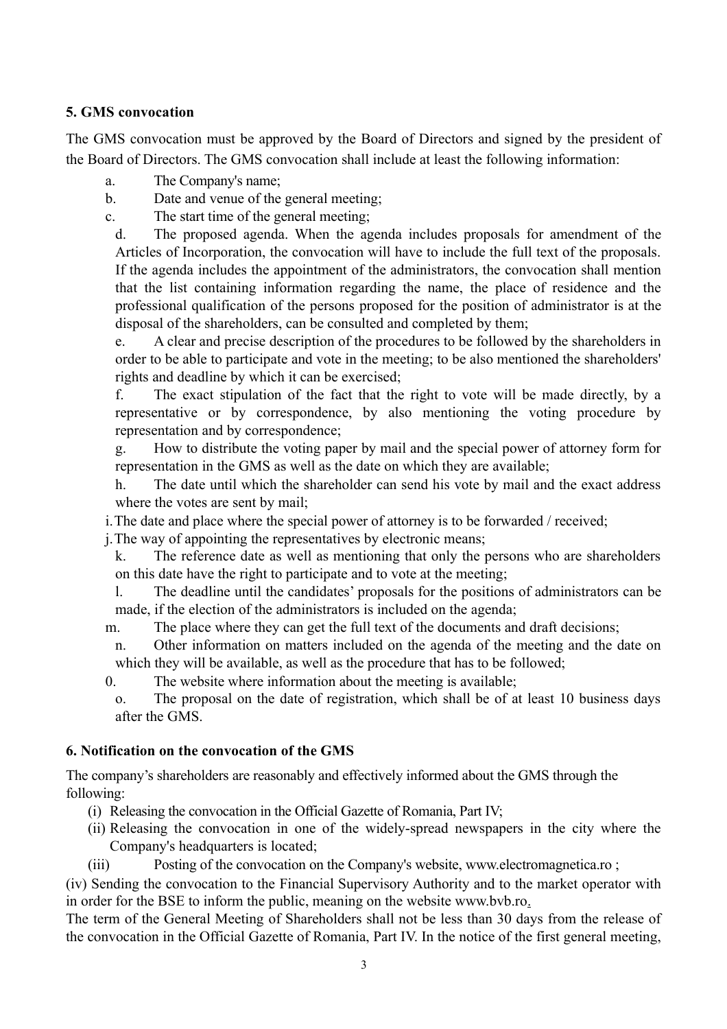## 5. GMS convocation

The GMS convocation must be approved by the Board of Directors and signed by the president of the Board of Directors. The GMS convocation shall include at least the following information:

a. The Company's name;

b. Date and venue of the general meeting;

c. The start time of the general meeting;

d. The proposed agenda. When the agenda includes proposals for amendment of the Articles of Incorporation, the convocation will have to include the full text of the proposals. If the agenda includes the appointment of the administrators, the convocation shall mention that the list containing information regarding the name, the place of residence and the professional qualification of the persons proposed for the position of administrator is at the disposal of the shareholders, can be consulted and completed by them;

e. A clear and precise description of the procedures to be followed by the shareholders in order to be able to participate and vote in the meeting; to be also mentioned the shareholders' rights and deadline by which it can be exercised;

f. The exact stipulation of the fact that the right to vote will be made directly, by a representative or by correspondence, by also mentioning the voting procedure by representation and by correspondence;

g. How to distribute the voting paper by mail and the special power of attorney form for representation in the GMS as well as the date on which they are available;

h. The date until which the shareholder can send his vote by mail and the exact address where the votes are sent by mail;

i. The date and place where the special power of attorney is to be forwarded / received;

j. The way of appointing the representatives by electronic means;

k. The reference date as well as mentioning that only the persons who are shareholders on this date have the right to participate and to vote at the meeting;

l. The deadline until the candidates' proposals for the positions of administrators can be made, if the election of the administrators is included on the agenda;

m. The place where they can get the full text of the documents and draft decisions;

n. Other information on matters included on the agenda of the meeting and the date on which they will be available, as well as the procedure that has to be followed;

0. The website where information about the meeting is available;

o. The proposal on the date of registration, which shall be of at least 10 business days after the GMS.

## 6. Notification on the convocation of the GMS

The company's shareholders are reasonably and effectively informed about the GMS through the following:

(i) Releasing the convocation in the Official Gazette of Romania, Part IV;

(ii) Releasing the convocation in one of the widely-spread newspapers in the city where the Company's headquarters is located;

(iii) Posting of the convocation on the Company's website, www.electromagnetica.ro ;

(iv) Sending the convocation to the Financial Supervisory Authority and to the market operator with in order for the BSE to inform the public, meaning on the website www.bvb.ro.

The term of the General Meeting of Shareholders shall not be less than 30 days from the release of the convocation in the Official Gazette of Romania, Part IV. In the notice of the first general meeting,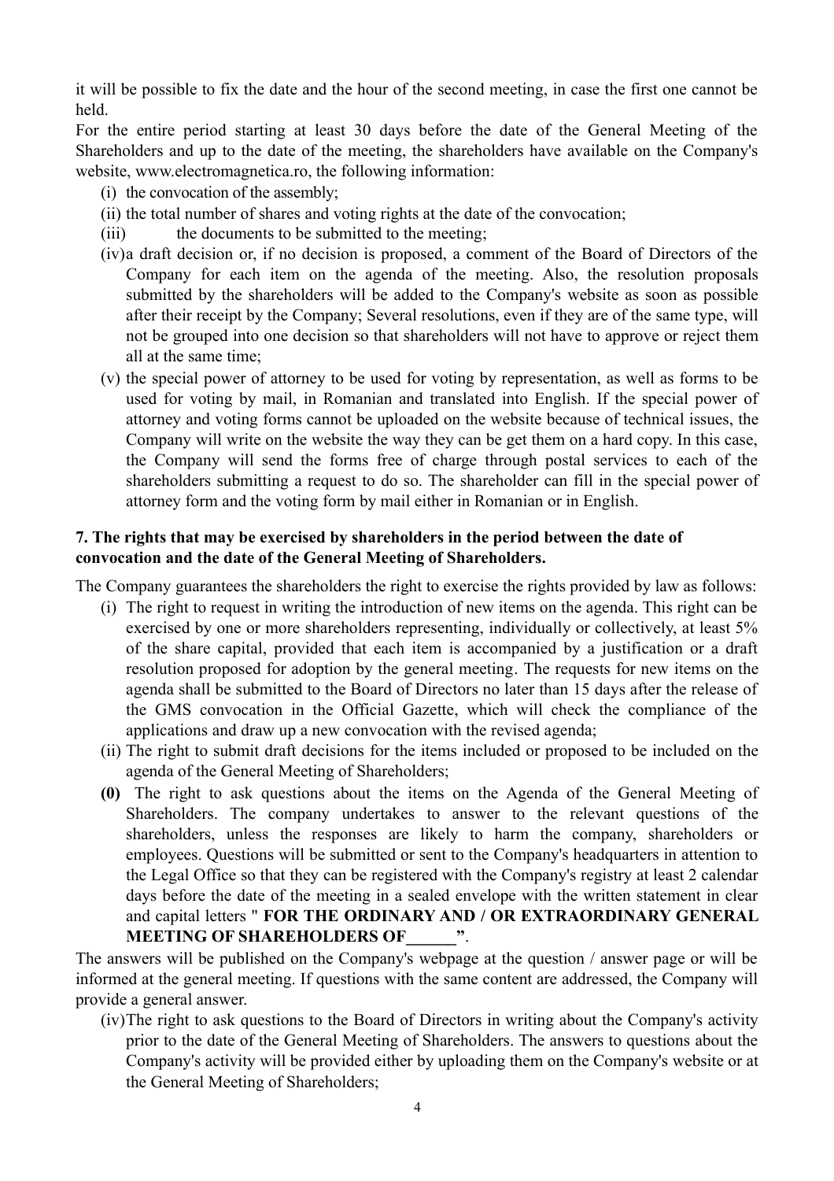it will be possible to fix the date and the hour of the second meeting, in case the first one cannot be held.

For the entire period starting at least 30 days before the date of the General Meeting of the Shareholders and up to the date of the meeting, the shareholders have available on the Company's website, www.electromagnetica.ro, the following information:

(i) the convocation of the assembly;

(ii) the total number of shares and voting rights at the date of the convocation;

(iii) the documents to be submitted to the meeting;

(iv) a draft decision or, if no decision is proposed, a comment of the Board of Directors of the Company for each item on the agenda of the meeting. Also, the resolution proposals submitted by the shareholders will be added to the Company's website as soon as possible after their receipt by the Company; Several resolutions, even if they are of the same type, will not be grouped into one decision so that shareholders will not have to approve or reject them all at the same time;

(v) the special power of attorney to be used for voting by representation, as well as forms to be used for voting by mail, in Romanian and translated into English. If the special power of attorney and voting forms cannot be uploaded on the website because of technical issues, the Company will write on the website the way they can be get them on a hard copy. In this case, the Company will send the forms free of charge through postal services to each of the shareholders submitting a request to do so. The shareholder can fill in the special power of attorney form and the voting form by mail either in Romanian or in English.

**7. The rights that may be exercised by shareholders in the period between the date of convocation and the date of the General Meeting of Shareholders.**

The Company guarantees the shareholders the right to exercise the rights provided by law as follows:

(i) The right to request in writing the introduction of new items on the agenda. This right can be exercised by one or more shareholders representing, individually or collectively, at least 5% of the share capital, provided that each item is accompanied by a justification or a draft resolution proposed for adoption by the general meeting. The requests for new items on the agenda shall be submitted to the Board of Directors no later than 15 days after the release of the GMS convocation in the Official Gazette, which will check the compliance of the applications and draw up a new convocation with the revised agenda;

(ii) The right to submit draft decisions for the items included or proposed to be included on the agenda of the General Meeting of Shareholders;

**(0)** The right to ask questions about the items on the Agenda of the General Meeting of Shareholders. The company undertakes to answer to the relevant questions of the shareholders, unless the responses are likely to harm the company, shareholders or employees. Questions will be submitted or sent to the Company's headquarters in attention to the Legal Office so that they can be registered with the Company's registry at least 2 calendar days before the date of the meeting in a sealed envelope with the written statement in clear and capital letters " **FOR THE ORDINARY AND / OR EXTRAORDINARY GENERAL MEETING OF SHAREHOLDERS OF______"**.

The answers will be published on the Company's webpage at the question / answer page or will be informed at the general meeting. If questions with the same content are addressed, the Company will provide a general answer.

(iv) The right to ask questions to the Board of Directors in writing about the Company's activity prior to the date of the General Meeting of Shareholders. The answers to questions about the Company's activity will be provided either by uploading them on the Company's website or at the General Meeting of Shareholders;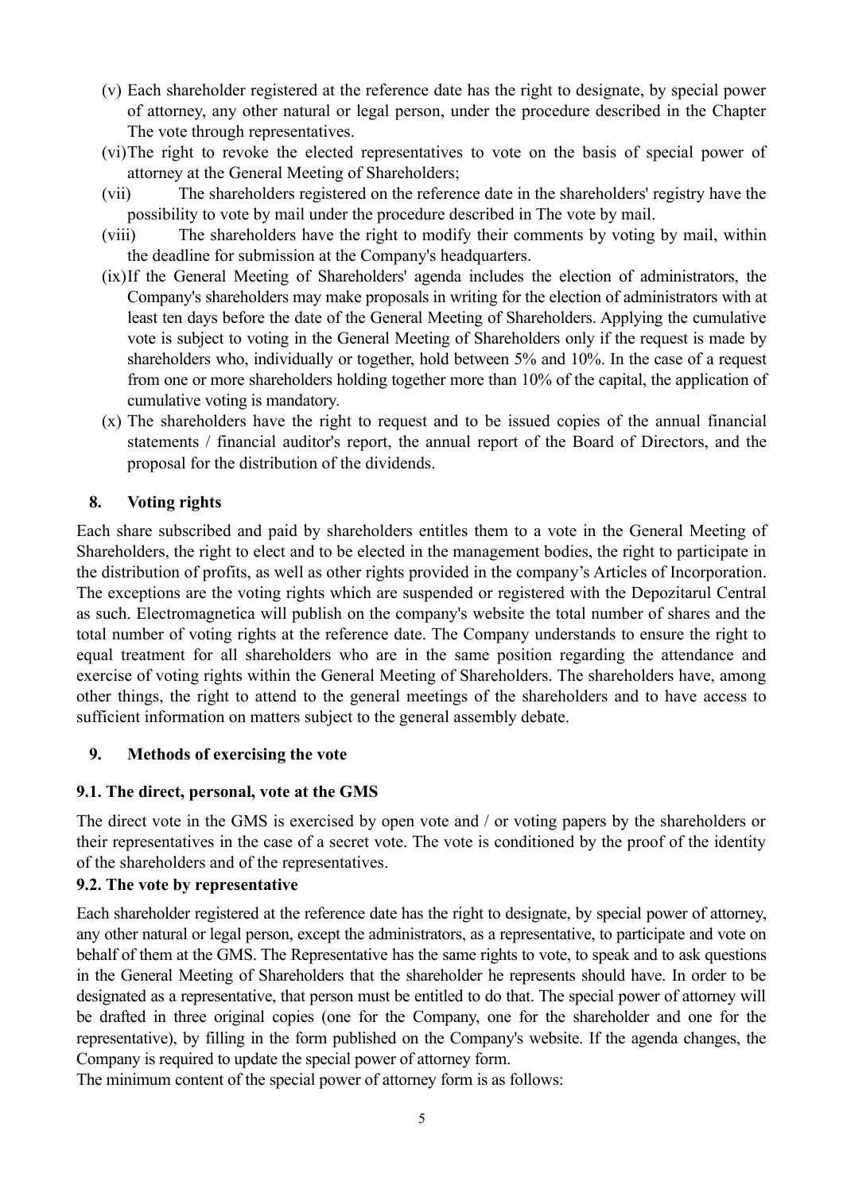(v) Each shareholder registered at the reference date has the right to designate, by special power of attorney, any other natural or legal person, under the procedure described in the Chapter The vote through representatives.

(vi) The right to revoke the elected representatives to vote on the basis of special power of attorney at the General Meeting of Shareholders;

(vii) The shareholders registered on the reference date in the shareholders' registry have the possibility to vote by mail under the procedure described in The vote by mail.

(viii) The shareholders have the right to modify their comments by voting by mail, within the deadline for submission at the Company's headquarters.

(ix) If the General Meeting of Shareholders' agenda includes the election of administrators, the Company's shareholders may make proposals in writing for the election of administrators with at least ten days before the date of the General Meeting of Shareholders. Applying the cumulative vote is subject to voting in the General Meeting of Shareholders only if the request is made by shareholders who, individually or together, hold between 5% and 10%. In the case of a request from one or more shareholders holding together more than 10% of the capital, the application of cumulative voting is mandatory.

(x) The shareholders have the right to request and to be issued copies of the annual financial statements / financial auditor's report, the annual report of the Board of Directors, and the proposal for the distribution of the dividends.

## 8. Voting rights

Each share subscribed and paid by shareholders entitles them to a vote in the General Meeting of Shareholders, the right to elect and to be elected in the management bodies, the right to participate in the distribution of profits, as well as other rights provided in the company's Articles of Incorporation. The exceptions are the voting rights which are suspended or registered with the Depozitarul Central as such. Electromagnetica will publish on the company's website the total number of shares and the total number of voting rights at the reference date. The Company understands to ensure the right to equal treatment for all shareholders who are in the same position regarding the attendance and exercise of voting rights within the General Meeting of Shareholders. The shareholders have, among other things, the right to attend to the general meetings of the shareholders and to have access to sufficient information on matters subject to the general assembly debate.

## 9. Methods of exercising the vote

### 9.1. The direct, personal, vote at the GMS

The direct vote in the GMS is exercised by open vote and / or voting papers by the shareholders or their representatives in the case of a secret vote. The vote is conditioned by the proof of the identity of the shareholders and of the representatives.

### 9.2. The vote by representative

Each shareholder registered at the reference date has the right to designate, by special power of attorney, any other natural or legal person, except the administrators, as a representative, to participate and vote on behalf of them at the GMS. The Representative has the same rights to vote, to speak and to ask questions in the General Meeting of Shareholders that the shareholder he represents should have. In order to be designated as a representative, that person must be entitled to do that. The special power of attorney will be drafted in three original copies (one for the Company, one for the shareholder and one for the representative), by filling in the form published on the Company's website. If the agenda changes, the Company is required to update the special power of attorney form.

The minimum content of the special power of attorney form is as follows: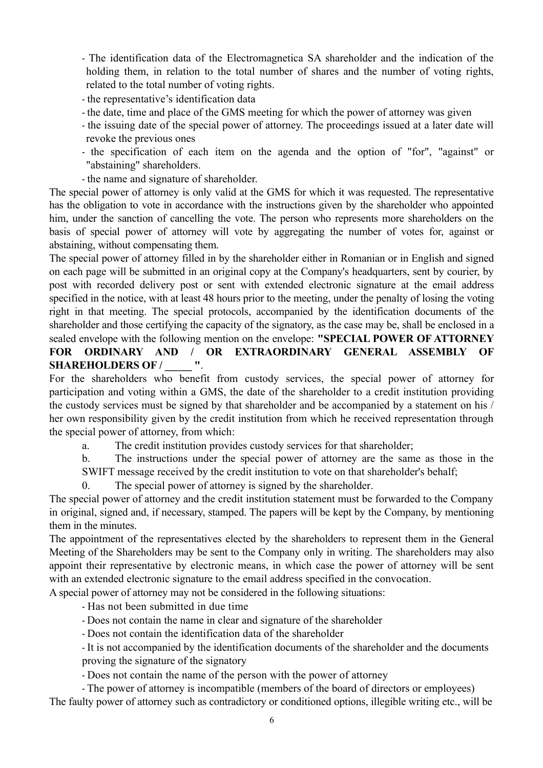- The identification data of the Electromagnetica SA shareholder and the indication of the holding them, in relation to the total number of shares and the number of voting rights, related to the total number of voting rights.
- the representative's identification data
- the date, time and place of the GMS meeting for which the power of attorney was given
- the issuing date of the special power of attorney. The proceedings issued at a later date will revoke the previous ones
- the specification of each item on the agenda and the option of "for", "against" or "abstaining" shareholders.
- the name and signature of shareholder.

The special power of attorney is only valid at the GMS for which it was requested. The representative has the obligation to vote in accordance with the instructions given by the shareholder who appointed him, under the sanction of cancelling the vote. The person who represents more shareholders on the basis of special power of attorney will vote by aggregating the number of votes for, against or abstaining, without compensating them.

The special power of attorney filled in by the shareholder either in Romanian or in English and signed on each page will be submitted in an original copy at the Company's headquarters, sent by courier, by post with recorded delivery post or sent with extended electronic signature at the email address specified in the notice, with at least 48 hours prior to the meeting, under the penalty of losing the voting right in that meeting. The special protocols, accompanied by the identification documents of the shareholder and those certifying the capacity of the signatory, as the case may be, shall be enclosed in a sealed envelope with the following mention on the envelope: **"SPECIAL POWER OF ATTORNEY FOR ORDINARY AND / OR EXTRAORDINARY GENERAL ASSEMBLY OF SHAREHOLDERS OF / _____ "**.

For the shareholders who benefit from custody services, the special power of attorney for participation and voting within a GMS, the date of the shareholder to a credit institution providing the custody services must be signed by that shareholder and be accompanied by a statement on his / her own responsibility given by the credit institution from which he received representation through the special power of attorney, from which:

a. The credit institution provides custody services for that shareholder;

b. The instructions under the special power of attorney are the same as those in the SWIFT message received by the credit institution to vote on that shareholder's behalf;

0. The special power of attorney is signed by the shareholder.

The special power of attorney and the credit institution statement must be forwarded to the Company in original, signed and, if necessary, stamped. The papers will be kept by the Company, by mentioning them in the minutes.

The appointment of the representatives elected by the shareholders to represent them in the General Meeting of the Shareholders may be sent to the Company only in writing. The shareholders may also appoint their representative by electronic means, in which case the power of attorney will be sent with an extended electronic signature to the email address specified in the convocation.

A special power of attorney may not be considered in the following situations:

- Has not been submitted in due time
- Does not contain the name in clear and signature of the shareholder
- Does not contain the identification data of the shareholder
- It is not accompanied by the identification documents of the shareholder and the documents proving the signature of the signatory
- Does not contain the name of the person with the power of attorney
- The power of attorney is incompatible (members of the board of directors or employees)

The faulty power of attorney such as contradictory or conditioned options, illegible writing etc., will be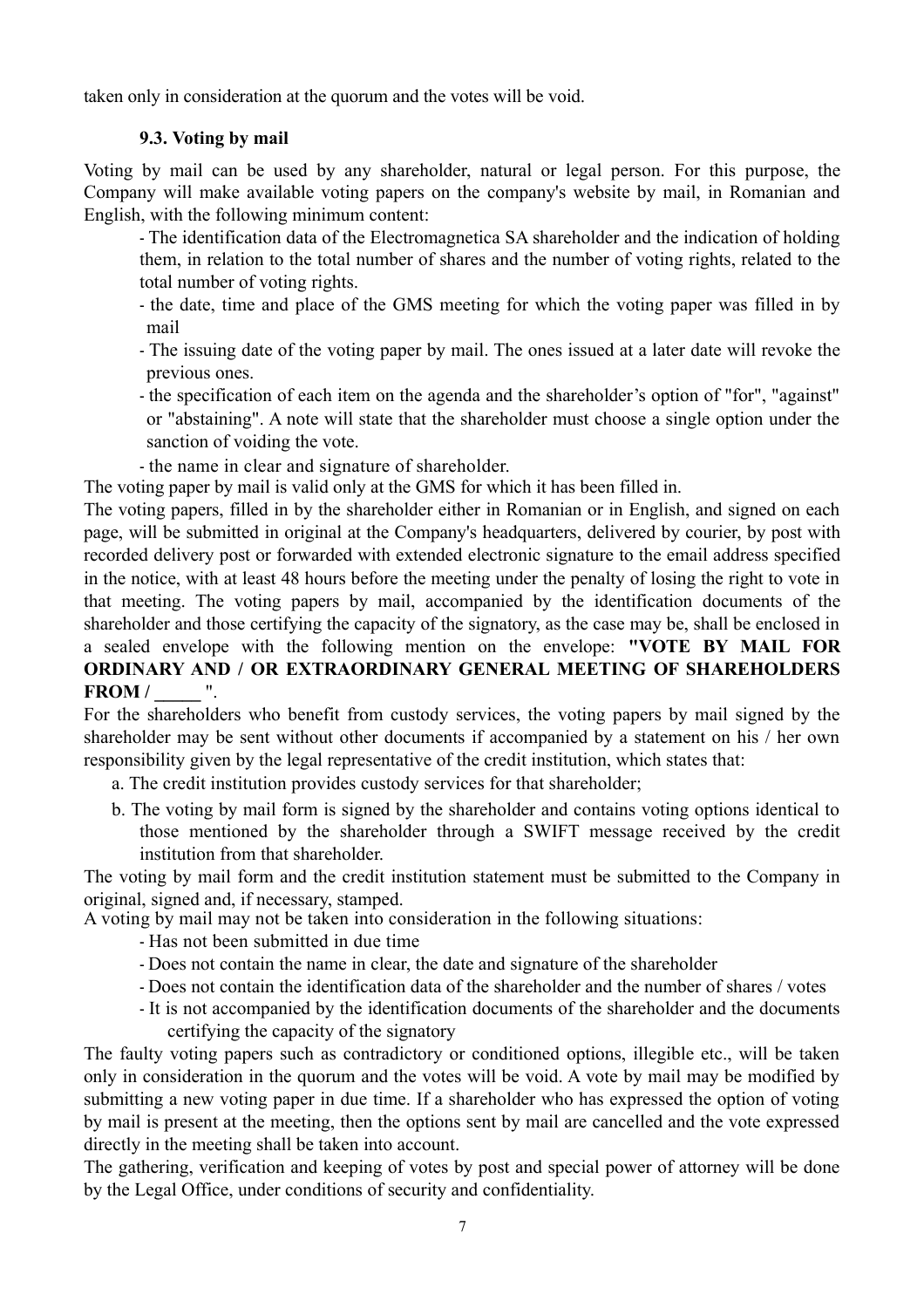taken only in consideration at the quorum and the votes will be void.

### 9.3. Voting by mail

Voting by mail can be used by any shareholder, natural or legal person. For this purpose, the Company will make available voting papers on the company's website by mail, in Romanian and English, with the following minimum content:

- The identification data of the Electromagnetica SA shareholder and the indication of holding them, in relation to the total number of shares and the number of voting rights, related to the total number of voting rights.
- the date, time and place of the GMS meeting for which the voting paper was filled in by mail
- The issuing date of the voting paper by mail. The ones issued at a later date will revoke the previous ones.
- the specification of each item on the agenda and the shareholder's option of "for", "against" or "abstaining". A note will state that the shareholder must choose a single option under the sanction of voiding the vote.
- the name in clear and signature of shareholder.

The voting paper by mail is valid only at the GMS for which it has been filled in.

The voting papers, filled in by the shareholder either in Romanian or in English, and signed on each page, will be submitted in original at the Company's headquarters, delivered by courier, by post with recorded delivery post or forwarded with extended electronic signature to the email address specified in the notice, with at least 48 hours before the meeting under the penalty of losing the right to vote in that meeting. The voting papers by mail, accompanied by the identification documents of the shareholder and those certifying the capacity of the signatory, as the case may be, shall be enclosed in a sealed envelope with the following mention on the envelope: **"VOTE BY MAIL FOR ORDINARY AND / OR EXTRAORDINARY GENERAL MEETING OF SHAREHOLDERS FROM / _____ "**.

For the shareholders who benefit from custody services, the voting papers by mail signed by the shareholder may be sent without other documents if accompanied by a statement on his / her own responsibility given by the legal representative of the credit institution, which states that:

a. The credit institution provides custody services for that shareholder;
b. The voting by mail form is signed by the shareholder and contains voting options identical to those mentioned by the shareholder through a SWIFT message received by the credit institution from that shareholder.

The voting by mail form and the credit institution statement must be submitted to the Company in original, signed and, if necessary, stamped.

A voting by mail may not be taken into consideration in the following situations:

- Has not been submitted in due time
- Does not contain the name in clear, the date and signature of the shareholder
- Does not contain the identification data of the shareholder and the number of shares / votes
- It is not accompanied by the identification documents of the shareholder and the documents certifying the capacity of the signatory

The faulty voting papers such as contradictory or conditioned options, illegible etc., will be taken only in consideration in the quorum and the votes will be void. A vote by mail may be modified by submitting a new voting paper in due time. If a shareholder who has expressed the option of voting by mail is present at the meeting, then the options sent by mail are cancelled and the vote expressed directly in the meeting shall be taken into account.

The gathering, verification and keeping of votes by post and special power of attorney will be done by the Legal Office, under conditions of security and confidentiality.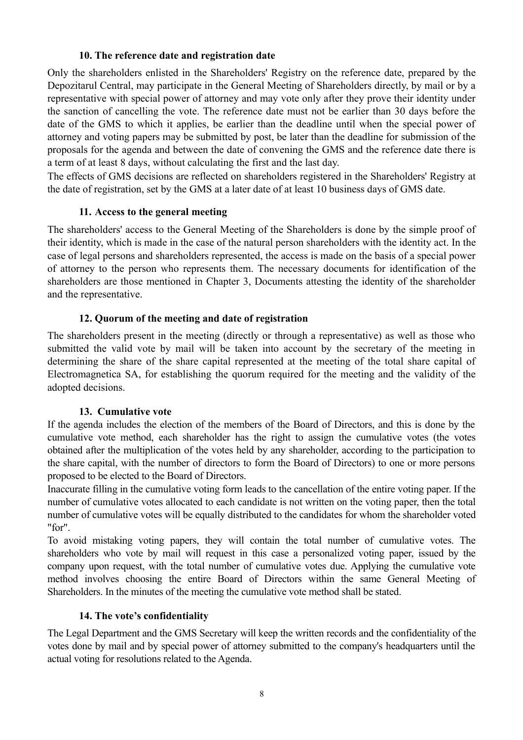### 10. The reference date and registration date

Only the shareholders enlisted in the Shareholders' Registry on the reference date, prepared by the Depozitarul Central, may participate in the General Meeting of Shareholders directly, by mail or by a representative with special power of attorney and may vote only after they prove their identity under the sanction of cancelling the vote. The reference date must not be earlier than 30 days before the date of the GMS to which it applies, be earlier than the deadline until when the special power of attorney and voting papers may be submitted by post, be later than the deadline for submission of the proposals for the agenda and between the date of convening the GMS and the reference date there is a term of at least 8 days, without calculating the first and the last day.

The effects of GMS decisions are reflected on shareholders registered in the Shareholders' Registry at the date of registration, set by the GMS at a later date of at least 10 business days of GMS date.

### 11. Access to the general meeting

The shareholders' access to the General Meeting of the Shareholders is done by the simple proof of their identity, which is made in the case of the natural person shareholders with the identity act. In the case of legal persons and shareholders represented, the access is made on the basis of a special power of attorney to the person who represents them. The necessary documents for identification of the shareholders are those mentioned in Chapter 3, Documents attesting the identity of the shareholder and the representative.

### 12. Quorum of the meeting and date of registration

The shareholders present in the meeting (directly or through a representative) as well as those who submitted the valid vote by mail will be taken into account by the secretary of the meeting in determining the share of the share capital represented at the meeting of the total share capital of Electromagnetica SA, for establishing the quorum required for the meeting and the validity of the adopted decisions.

### 13. Cumulative vote

If the agenda includes the election of the members of the Board of Directors, and this is done by the cumulative vote method, each shareholder has the right to assign the cumulative votes (the votes obtained after the multiplication of the votes held by any shareholder, according to the participation to the share capital, with the number of directors to form the Board of Directors) to one or more persons proposed to be elected to the Board of Directors.

Inaccurate filling in the cumulative voting form leads to the cancellation of the entire voting paper. If the number of cumulative votes allocated to each candidate is not written on the voting paper, then the total number of cumulative votes will be equally distributed to the candidates for whom the shareholder voted "for".

To avoid mistaking voting papers, they will contain the total number of cumulative votes. The shareholders who vote by mail will request in this case a personalized voting paper, issued by the company upon request, with the total number of cumulative votes due. Applying the cumulative vote method involves choosing the entire Board of Directors within the same General Meeting of Shareholders. In the minutes of the meeting the cumulative vote method shall be stated.

### 14. The vote's confidentiality

The Legal Department and the GMS Secretary will keep the written records and the confidentiality of the votes done by mail and by special power of attorney submitted to the company's headquarters until the actual voting for resolutions related to the Agenda.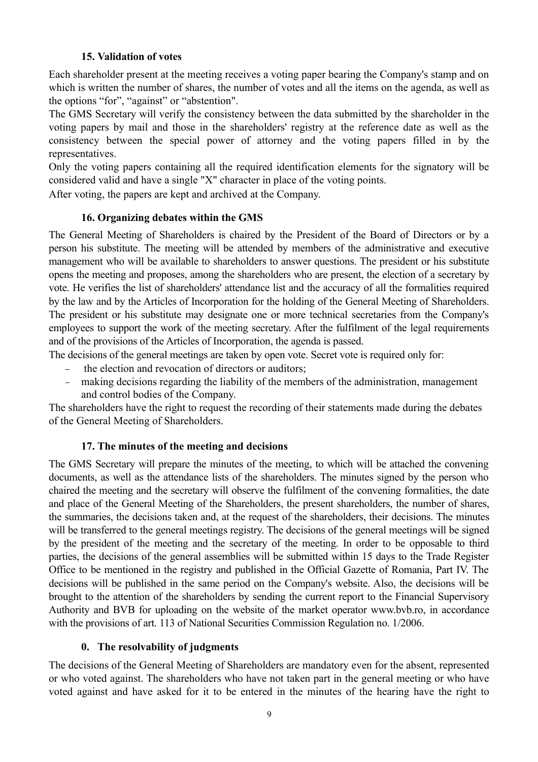### 15. Validation of votes

Each shareholder present at the meeting receives a voting paper bearing the Company's stamp and on which is written the number of shares, the number of votes and all the items on the agenda, as well as the options "for", "against" or "abstention".

The GMS Secretary will verify the consistency between the data submitted by the shareholder in the voting papers by mail and those in the shareholders' registry at the reference date as well as the consistency between the special power of attorney and the voting papers filled in by the representatives.

Only the voting papers containing all the required identification elements for the signatory will be considered valid and have a single "X" character in place of the voting points.

After voting, the papers are kept and archived at the Company.

### 16. Organizing debates within the GMS

The General Meeting of Shareholders is chaired by the President of the Board of Directors or by a person his substitute. The meeting will be attended by members of the administrative and executive management who will be available to shareholders to answer questions. The president or his substitute opens the meeting and proposes, among the shareholders who are present, the election of a secretary by vote. He verifies the list of shareholders' attendance list and the accuracy of all the formalities required by the law and by the Articles of Incorporation for the holding of the General Meeting of Shareholders. The president or his substitute may designate one or more technical secretaries from the Company's employees to support the work of the meeting secretary. After the fulfilment of the legal requirements and of the provisions of the Articles of Incorporation, the agenda is passed.

The decisions of the general meetings are taken by open vote. Secret vote is required only for:

- the election and revocation of directors or auditors;
- making decisions regarding the liability of the members of the administration, management and control bodies of the Company.

The shareholders have the right to request the recording of their statements made during the debates of the General Meeting of Shareholders.

### 17. The minutes of the meeting and decisions

The GMS Secretary will prepare the minutes of the meeting, to which will be attached the convening documents, as well as the attendance lists of the shareholders. The minutes signed by the person who chaired the meeting and the secretary will observe the fulfilment of the convening formalities, the date and place of the General Meeting of the Shareholders, the present shareholders, the number of shares, the summaries, the decisions taken and, at the request of the shareholders, their decisions. The minutes will be transferred to the general meetings registry. The decisions of the general meetings will be signed by the president of the meeting and the secretary of the meeting. In order to be opposable to third parties, the decisions of the general assemblies will be submitted within 15 days to the Trade Register Office to be mentioned in the registry and published in the Official Gazette of Romania, Part IV. The decisions will be published in the same period on the Company's website. Also, the decisions will be brought to the attention of the shareholders by sending the current report to the Financial Supervisory Authority and BVB for uploading on the website of the market operator www.bvb.ro, in accordance with the provisions of art. 113 of National Securities Commission Regulation no. 1/2006.

### 0. The resolvability of judgments

The decisions of the General Meeting of Shareholders are mandatory even for the absent, represented or who voted against. The shareholders who have not taken part in the general meeting or who have voted against and have asked for it to be entered in the minutes of the hearing have the right to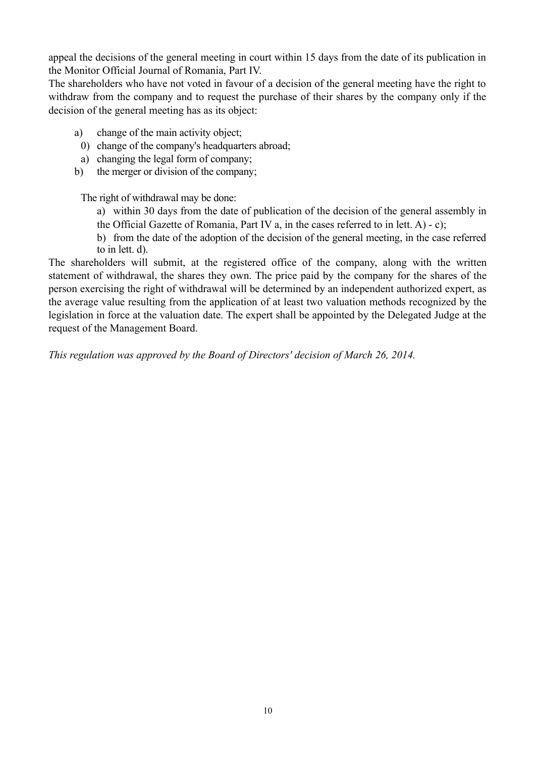appeal the decisions of the general meeting in court within 15 days from the date of its publication in the Monitor Official Journal of Romania, Part IV.

The shareholders who have not voted in favour of a decision of the general meeting have the right to withdraw from the company and to request the purchase of their shares by the company only if the decision of the general meeting has as its object:

a) change of the main activity object;
0) change of the company's headquarters abroad;
a) changing the legal form of company;
b) the merger or division of the company;

The right of withdrawal may be done:

a) within 30 days from the date of publication of the decision of the general assembly in the Official Gazette of Romania, Part IV a, in the cases referred to in lett. A) - c);

b) from the date of the adoption of the decision of the general meeting, in the case referred to in lett. d).

The shareholders will submit, at the registered office of the company, along with the written statement of withdrawal, the shares they own. The price paid by the company for the shares of the person exercising the right of withdrawal will be determined by an independent authorized expert, as the average value resulting from the application of at least two valuation methods recognized by the legislation in force at the valuation date. The expert shall be appointed by the Delegated Judge at the request of the Management Board.

*This regulation was approved by the Board of Directors' decision of March 26, 2014.*